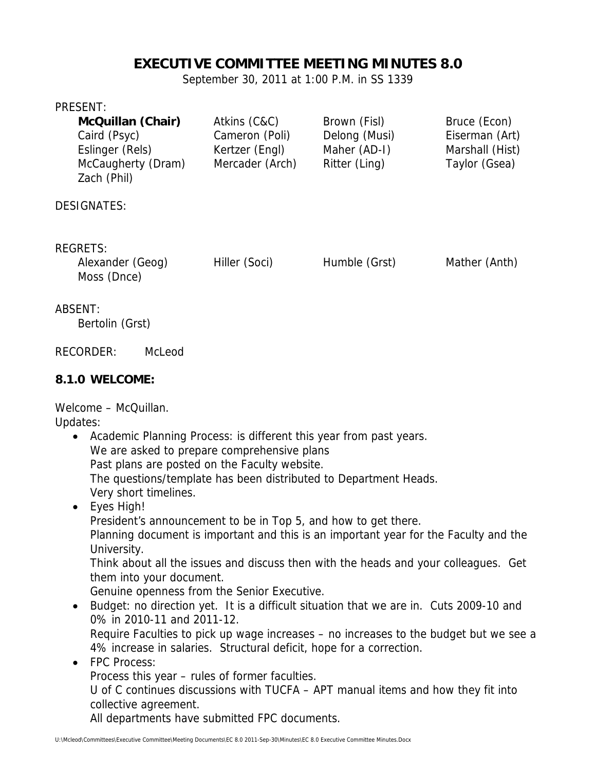# EXECUTIVE COMMITTEE MEETING MINUTES 8.0

September 30, 2011 at 1:00 P.M. in SS 1339

PRESENT:

| | | | |
|---|---|---|---|
| **McQuillan (Chair)** | Atkins (C&C) | Brown (Fisl) | Bruce (Econ) |
| Caird (Psyc) | Cameron (Poli) | Delong (Musi) | Eiserman (Art) |
| Eslinger (Rels) | Kertzer (Engl) | Maher (AD-I) | Marshall (Hist) |
| McCaugherty (Dram) | Mercader (Arch) | Ritter (Ling) | Taylor (Gsea) |
| Zach (Phil) | | | |

DESIGNATES:

REGRETS:

| | | | |
|---|---|---|---|
| Alexander (Geog) | Hiller (Soci) | Humble (Grst) | Mather (Anth) |
| Moss (Dnce) | | | |

ABSENT:

Bertolin (Grst)

RECORDER: McLeod

## 8.1.0 WELCOME:

Welcome – McQuillan.

Updates:

- Academic Planning Process: is different this year from past years.
  We are asked to prepare comprehensive plans
  Past plans are posted on the Faculty website.
  The questions/template has been distributed to Department Heads.
  Very short timelines.
- Eyes High!
  President's announcement to be in Top 5, and how to get there.
  Planning document is important and this is an important year for the Faculty and the University.
  Think about all the issues and discuss then with the heads and your colleagues. Get them into your document.
  Genuine openness from the Senior Executive.
- Budget: no direction yet. It is a difficult situation that we are in. Cuts 2009-10 and 0% in 2010-11 and 2011-12.
  Require Faculties to pick up wage increases – no increases to the budget but we see a 4% increase in salaries. Structural deficit, hope for a correction.
- FPC Process:
  Process this year – rules of former faculties.
  U of C continues discussions with TUCFA – APT manual items and how they fit into collective agreement.
  All departments have submitted FPC documents.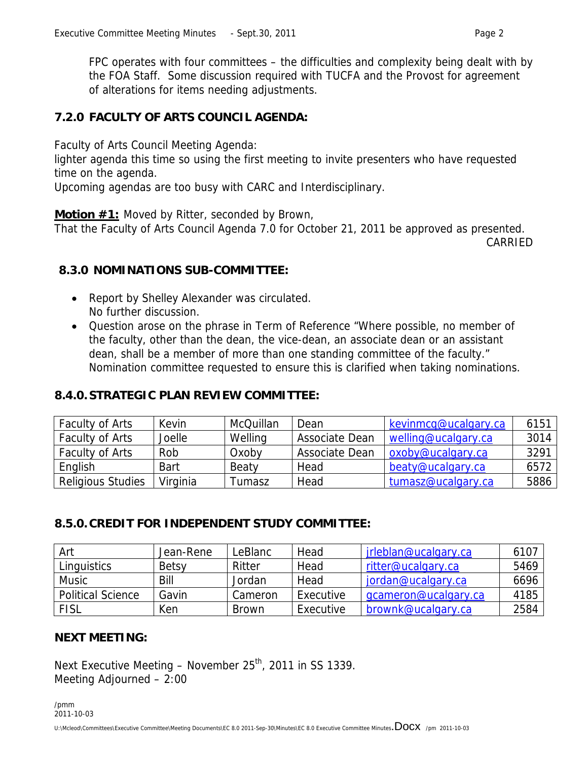FPC operates with four committees – the difficulties and complexity being dealt with by the FOA Staff. Some discussion required with TUCFA and the Provost for agreement of alterations for items needing adjustments.

## 7.2.0 FACULTY OF ARTS COUNCIL AGENDA:

Faculty of Arts Council Meeting Agenda:
lighter agenda this time so using the first meeting to invite presenters who have requested time on the agenda.
Upcoming agendas are too busy with CARC and Interdisciplinary.

**Motion #1:** Moved by Ritter, seconded by Brown,
That the Faculty of Arts Council Agenda 7.0 for October 21, 2011 be approved as presented.
CARRIED

## 8.3.0 NOMINATIONS SUB-COMMITTEE:

- Report by Shelley Alexander was circulated.
  No further discussion.
- Question arose on the phrase in Term of Reference "Where possible, no member of the faculty, other than the dean, the vice-dean, an associate dean or an assistant dean, shall be a member of more than one standing committee of the faculty." Nomination committee requested to ensure this is clarified when taking nominations.

## 8.4.0. STRATEGIC PLAN REVIEW COMMITTEE:

| | | | | | |
|---|---|---|---|---|---|
| Faculty of Arts | Kevin | McQuillan | Dean | kevinmcq@ucalgary.ca | 6151 |
| Faculty of Arts | Joelle | Welling | Associate Dean | welling@ucalgary.ca | 3014 |
| Faculty of Arts | Rob | Oxoby | Associate Dean | oxoby@ucalgary.ca | 3291 |
| English | Bart | Beaty | Head | beaty@ucalgary.ca | 6572 |
| Religious Studies | Virginia | Tumasz | Head | tumasz@ucalgary.ca | 5886 |

## 8.5.0. CREDIT FOR INDEPENDENT STUDY COMMITTEE:

| | | | | | |
|---|---|---|---|---|---|
| Art | Jean-Rene | LeBlanc | Head | jrleblan@ucalgary.ca | 6107 |
| Linguistics | Betsy | Ritter | Head | ritter@ucalgary.ca | 5469 |
| Music | Bill | Jordan | Head | jordan@ucalgary.ca | 6696 |
| Political Science | Gavin | Cameron | Executive | gcameron@ucalgary.ca | 4185 |
| FISL | Ken | Brown | Executive | brownk@ucalgary.ca | 2584 |

## NEXT MEETING:

Next Executive Meeting – November 25th, 2011 in SS 1339.
Meeting Adjourned – 2:00

/pmm
2011-10-03

U:\Mcleod\Committees\Executive Committee\Meeting Documents\EC 8.0 2011-Sep-30\Minutes\EC 8.0 Executive Committee Minutes.DOCX /pm 2011-10-03